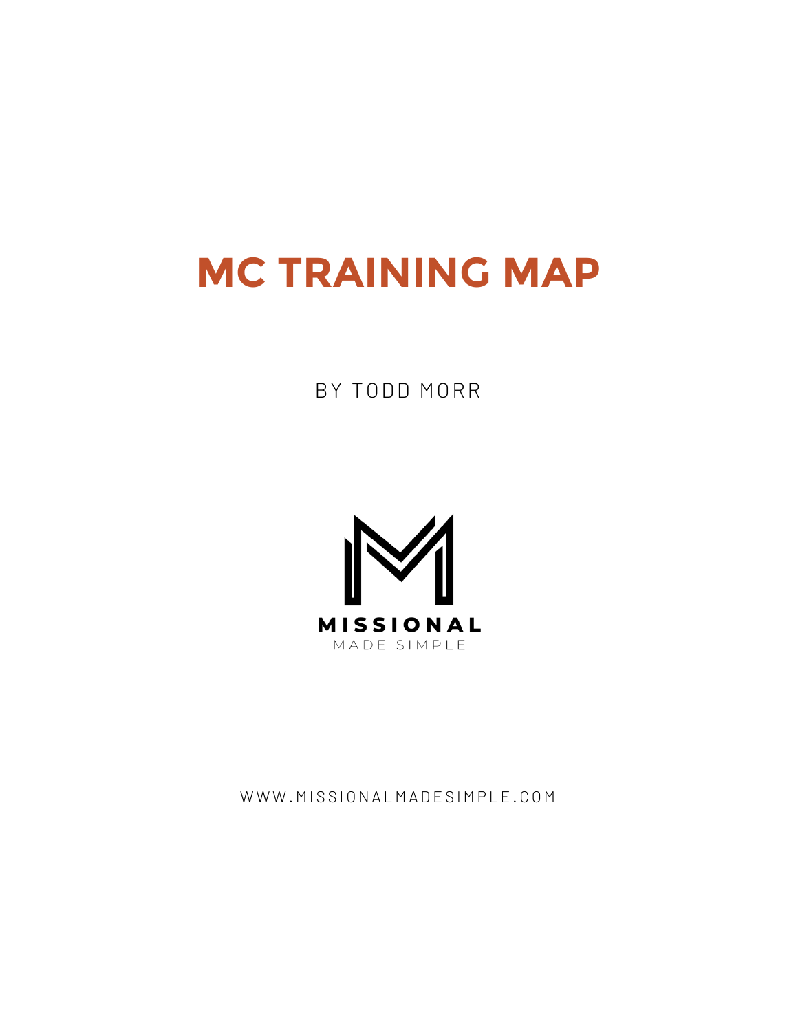# MC TRAINING MAP

BY TODD MORR

MISSIONAL

MADE SIMPLE

WWW.MISSIONALMADESIMPLE.COM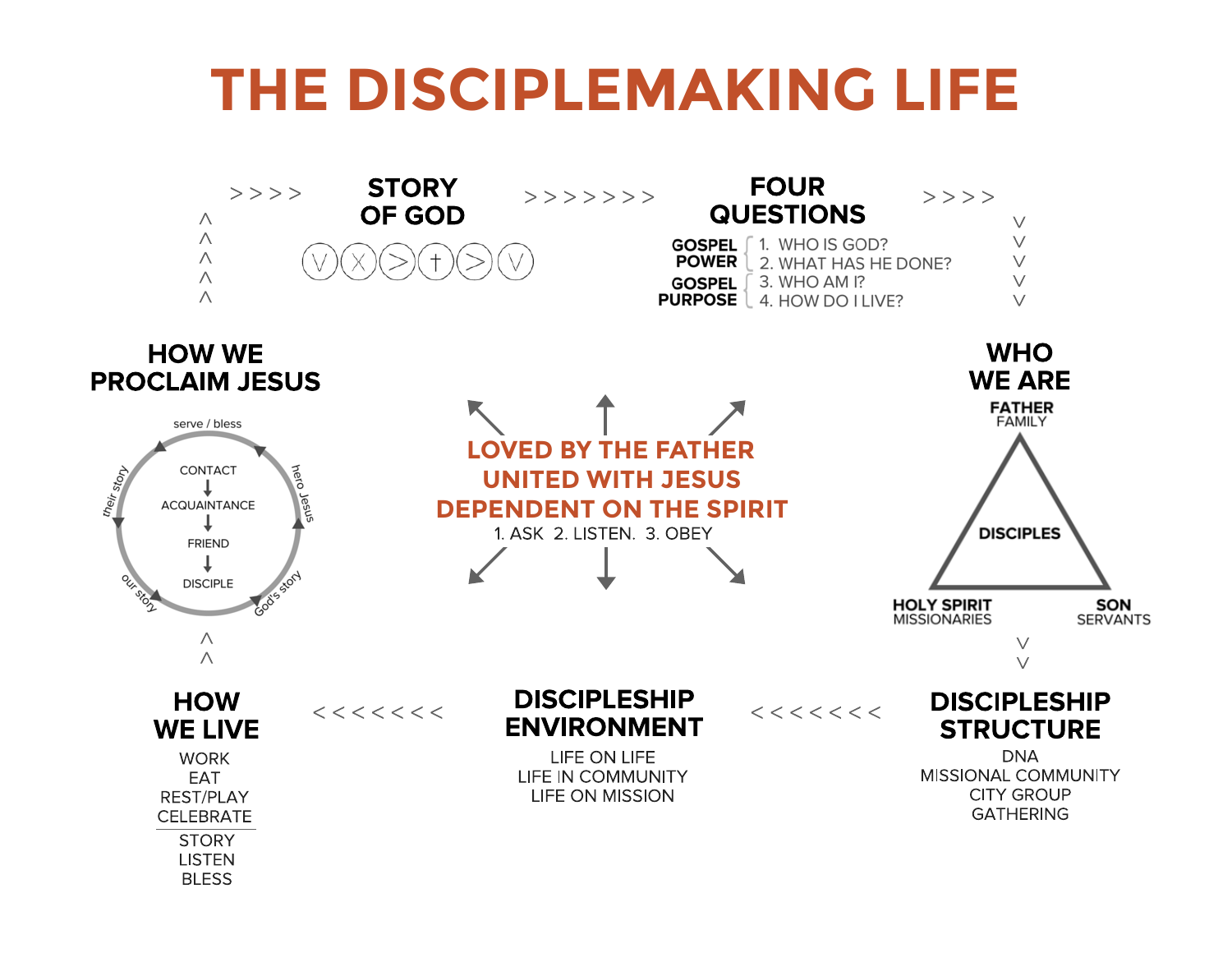# THE DISCIPLEMAKING LIFE

## STORY OF GOD

(V) (X) (>) (†) (>) (V)

## FOUR QUESTIONS

**GOSPEL POWER**
1. WHO IS GOD?
2. WHAT HAS HE DONE?

**GOSPEL PURPOSE**
3. WHO AM I?
4. HOW DO I LIVE?

## WHO WE ARE

**FATHER** FAMILY

**DISCIPLES**

**HOLY SPIRIT** MISSIONARIES

**SON** SERVANTS

## DISCIPLESHIP STRUCTURE

DNA
MISSIONAL COMMUNITY
CITY GROUP
GATHERING

## DISCIPLESHIP ENVIRONMENT

LIFE ON LIFE
LIFE IN COMMUNITY
LIFE ON MISSION

## HOW WE LIVE

WORK
EAT
REST/PLAY
CELEBRATE

STORY
LISTEN
BLESS

## HOW WE PROCLAIM JESUS

serve / bless → hero Jesus → God's story → our story → their story

CONTACT
↓
ACQUAINTANCE
↓
FRIEND
↓
DISCIPLE

## LOVED BY THE FATHER
## UNITED WITH JESUS
## DEPENDENT ON THE SPIRIT

1. ASK 2. LISTEN. 3. OBEY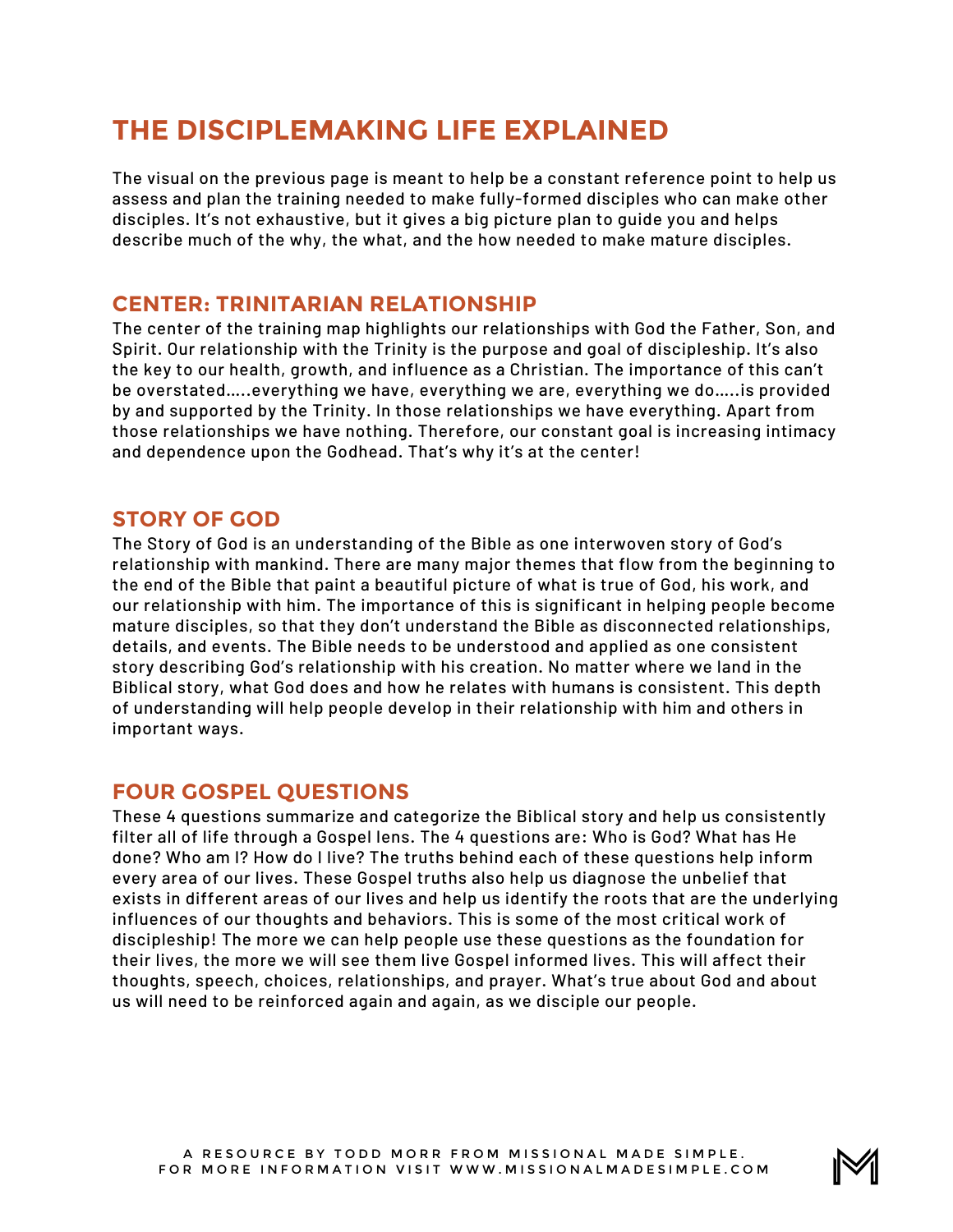# THE DISCIPLEMAKING LIFE EXPLAINED

The visual on the previous page is meant to help be a constant reference point to help us assess and plan the training needed to make fully-formed disciples who can make other disciples. It's not exhaustive, but it gives a big picture plan to guide you and helps describe much of the why, the what, and the how needed to make mature disciples.

## CENTER: TRINITARIAN RELATIONSHIP

The center of the training map highlights our relationships with God the Father, Son, and Spirit. Our relationship with the Trinity is the purpose and goal of discipleship. It's also the key to our health, growth, and influence as a Christian. The importance of this can't be overstated.....everything we have, everything we are, everything we do.....is provided by and supported by the Trinity. In those relationships we have everything. Apart from those relationships we have nothing. Therefore, our constant goal is increasing intimacy and dependence upon the Godhead. That's why it's at the center!

## STORY OF GOD

The Story of God is an understanding of the Bible as one interwoven story of God's relationship with mankind. There are many major themes that flow from the beginning to the end of the Bible that paint a beautiful picture of what is true of God, his work, and our relationship with him. The importance of this is significant in helping people become mature disciples, so that they don't understand the Bible as disconnected relationships, details, and events. The Bible needs to be understood and applied as one consistent story describing God's relationship with his creation. No matter where we land in the Biblical story, what God does and how he relates with humans is consistent. This depth of understanding will help people develop in their relationship with him and others in important ways.

## FOUR GOSPEL QUESTIONS

These 4 questions summarize and categorize the Biblical story and help us consistently filter all of life through a Gospel lens. The 4 questions are: Who is God? What has He done? Who am I? How do I live? The truths behind each of these questions help inform every area of our lives. These Gospel truths also help us diagnose the unbelief that exists in different areas of our lives and help us identify the roots that are the underlying influences of our thoughts and behaviors. This is some of the most critical work of discipleship! The more we can help people use these questions as the foundation for their lives, the more we will see them live Gospel informed lives. This will affect their thoughts, speech, choices, relationships, and prayer. What's true about God and about us will need to be reinforced again and again, as we disciple our people.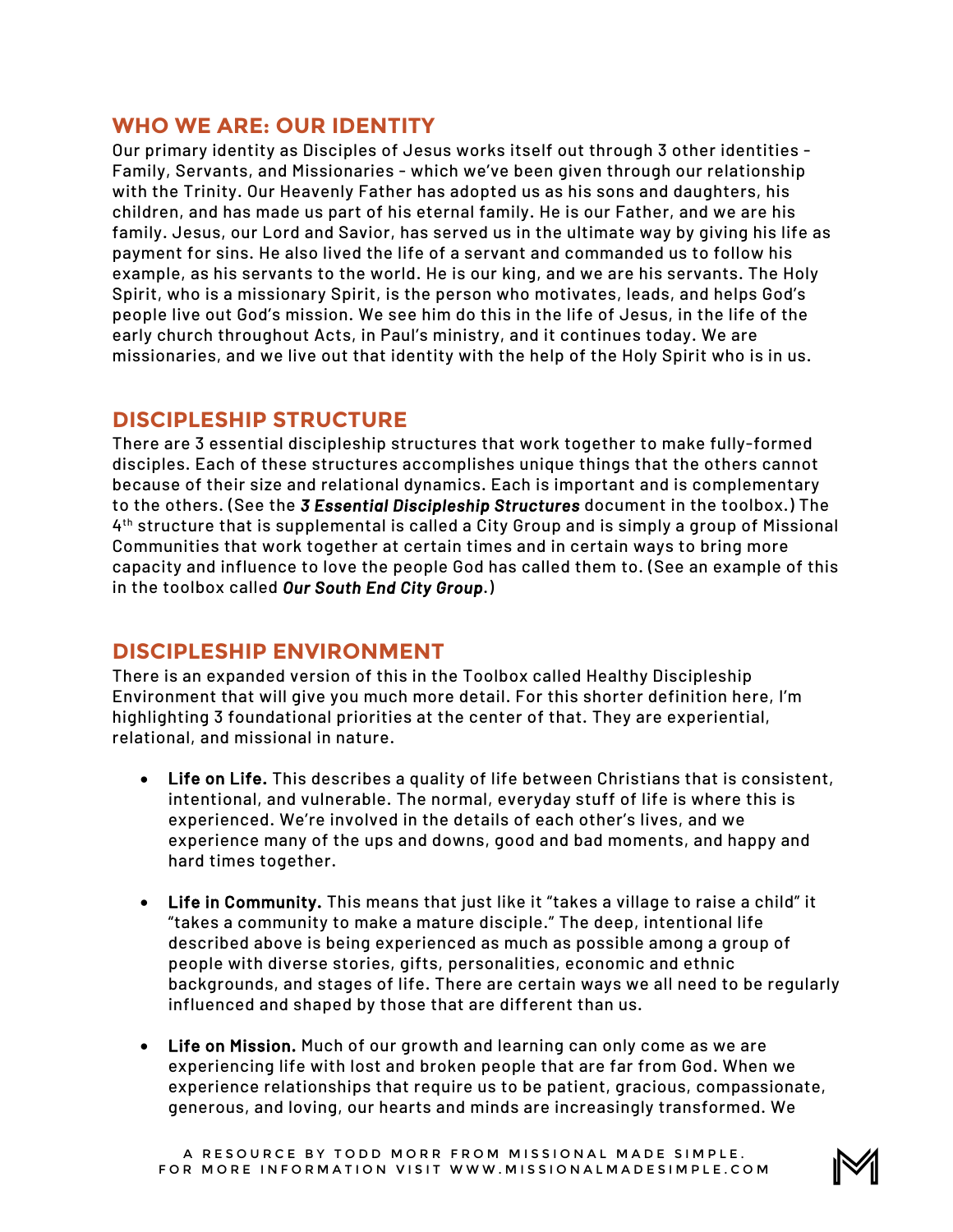## WHO WE ARE: OUR IDENTITY

Our primary identity as Disciples of Jesus works itself out through 3 other identities - Family, Servants, and Missionaries - which we've been given through our relationship with the Trinity. Our Heavenly Father has adopted us as his sons and daughters, his children, and has made us part of his eternal family. He is our Father, and we are his family. Jesus, our Lord and Savior, has served us in the ultimate way by giving his life as payment for sins. He also lived the life of a servant and commanded us to follow his example, as his servants to the world. He is our king, and we are his servants. The Holy Spirit, who is a missionary Spirit, is the person who motivates, leads, and helps God's people live out God's mission. We see him do this in the life of Jesus, in the life of the early church throughout Acts, in Paul's ministry, and it continues today. We are missionaries, and we live out that identity with the help of the Holy Spirit who is in us.

## DISCIPLESHIP STRUCTURE

There are 3 essential discipleship structures that work together to make fully-formed disciples. Each of these structures accomplishes unique things that the others cannot because of their size and relational dynamics. Each is important and is complementary to the others. (See the ***3 Essential Discipleship Structures*** document in the toolbox.) The 4th structure that is supplemental is called a City Group and is simply a group of Missional Communities that work together at certain times and in certain ways to bring more capacity and influence to love the people God has called them to. (See an example of this in the toolbox called ***Our South End City Group***.)

## DISCIPLESHIP ENVIRONMENT

There is an expanded version of this in the Toolbox called Healthy Discipleship Environment that will give you much more detail. For this shorter definition here, I'm highlighting 3 foundational priorities at the center of that. They are experiential, relational, and missional in nature.

- **Life on Life.** This describes a quality of life between Christians that is consistent, intentional, and vulnerable. The normal, everyday stuff of life is where this is experienced. We're involved in the details of each other's lives, and we experience many of the ups and downs, good and bad moments, and happy and hard times together.

- **Life in Community.** This means that just like it "takes a village to raise a child" it "takes a community to make a mature disciple." The deep, intentional life described above is being experienced as much as possible among a group of people with diverse stories, gifts, personalities, economic and ethnic backgrounds, and stages of life. There are certain ways we all need to be regularly influenced and shaped by those that are different than us.

- **Life on Mission.** Much of our growth and learning can only come as we are experiencing life with lost and broken people that are far from God. When we experience relationships that require us to be patient, gracious, compassionate, generous, and loving, our hearts and minds are increasingly transformed. We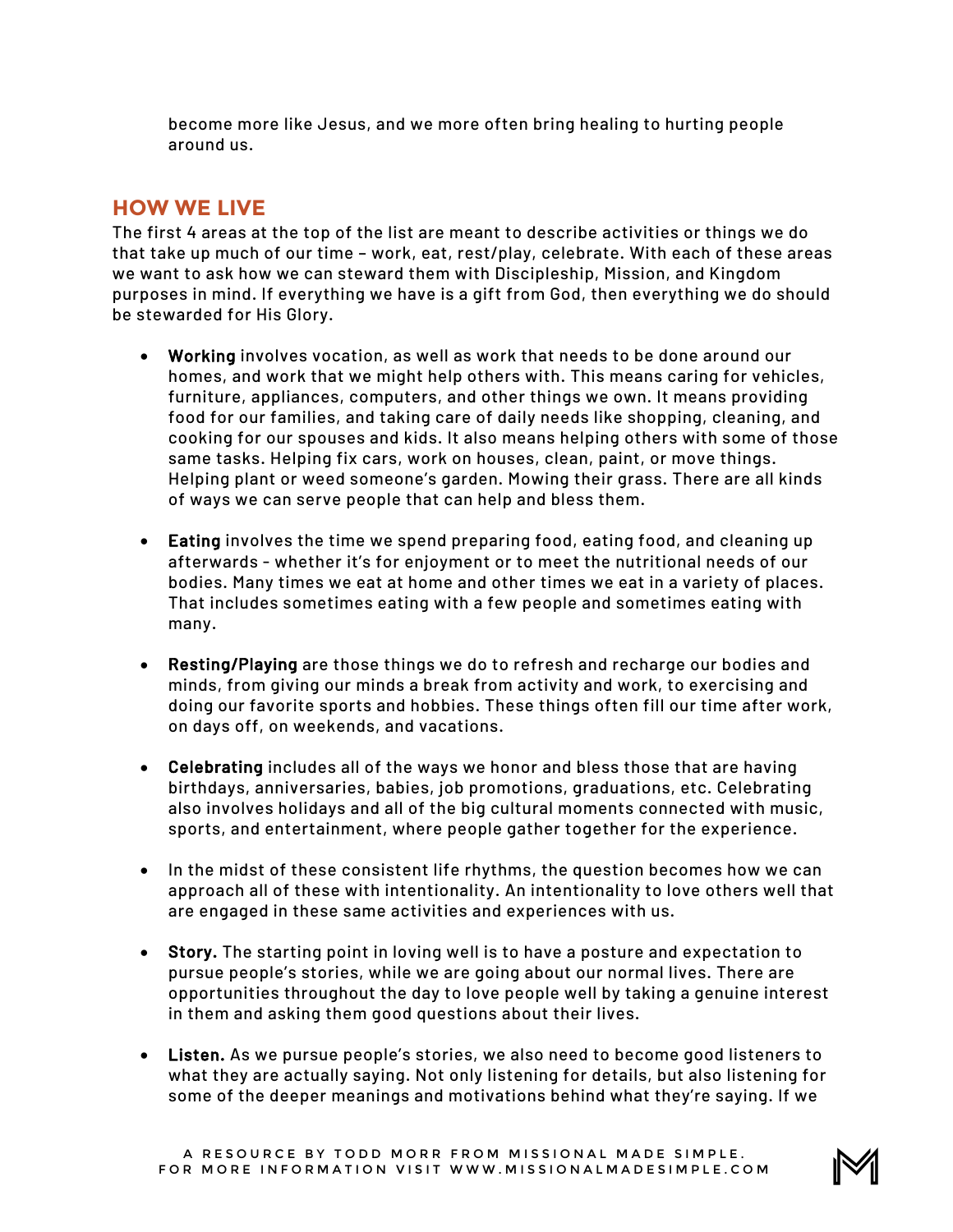become more like Jesus, and we more often bring healing to hurting people around us.

## HOW WE LIVE

The first 4 areas at the top of the list are meant to describe activities or things we do that take up much of our time – work, eat, rest/play, celebrate. With each of these areas we want to ask how we can steward them with Discipleship, Mission, and Kingdom purposes in mind. If everything we have is a gift from God, then everything we do should be stewarded for His Glory.

- **Working** involves vocation, as well as work that needs to be done around our homes, and work that we might help others with. This means caring for vehicles, furniture, appliances, computers, and other things we own. It means providing food for our families, and taking care of daily needs like shopping, cleaning, and cooking for our spouses and kids. It also means helping others with some of those same tasks. Helping fix cars, work on houses, clean, paint, or move things. Helping plant or weed someone's garden. Mowing their grass. There are all kinds of ways we can serve people that can help and bless them.

- **Eating** involves the time we spend preparing food, eating food, and cleaning up afterwards - whether it's for enjoyment or to meet the nutritional needs of our bodies. Many times we eat at home and other times we eat in a variety of places. That includes sometimes eating with a few people and sometimes eating with many.

- **Resting/Playing** are those things we do to refresh and recharge our bodies and minds, from giving our minds a break from activity and work, to exercising and doing our favorite sports and hobbies. These things often fill our time after work, on days off, on weekends, and vacations.

- **Celebrating** includes all of the ways we honor and bless those that are having birthdays, anniversaries, babies, job promotions, graduations, etc. Celebrating also involves holidays and all of the big cultural moments connected with music, sports, and entertainment, where people gather together for the experience.

- In the midst of these consistent life rhythms, the question becomes how we can approach all of these with intentionality. An intentionality to love others well that are engaged in these same activities and experiences with us.

- **Story.** The starting point in loving well is to have a posture and expectation to pursue people's stories, while we are going about our normal lives. There are opportunities throughout the day to love people well by taking a genuine interest in them and asking them good questions about their lives.

- **Listen.** As we pursue people's stories, we also need to become good listeners to what they are actually saying. Not only listening for details, but also listening for some of the deeper meanings and motivations behind what they're saying. If we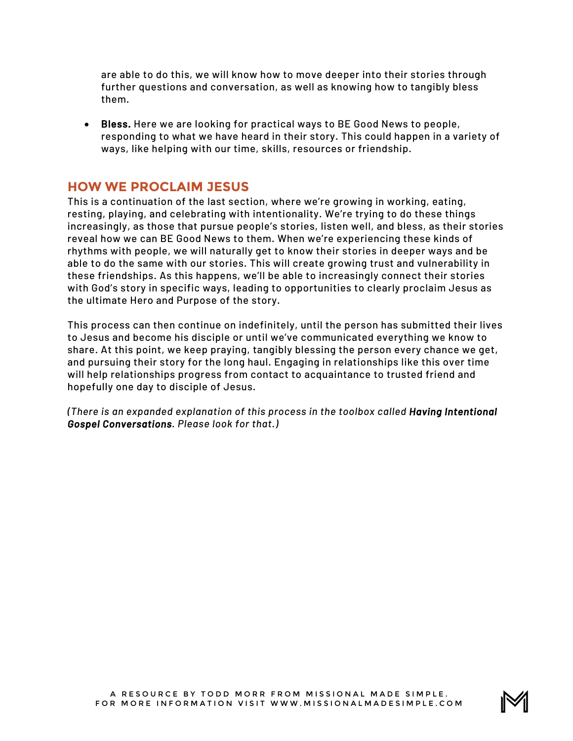are able to do this, we will know how to move deeper into their stories through further questions and conversation, as well as knowing how to tangibly bless them.

- **Bless.** Here we are looking for practical ways to BE Good News to people, responding to what we have heard in their story. This could happen in a variety of ways, like helping with our time, skills, resources or friendship.

## HOW WE PROCLAIM JESUS

This is a continuation of the last section, where we're growing in working, eating, resting, playing, and celebrating with intentionality. We're trying to do these things increasingly, as those that pursue people's stories, listen well, and bless, as their stories reveal how we can BE Good News to them. When we're experiencing these kinds of rhythms with people, we will naturally get to know their stories in deeper ways and be able to do the same with our stories. This will create growing trust and vulnerability in these friendships. As this happens, we'll be able to increasingly connect their stories with God's story in specific ways, leading to opportunities to clearly proclaim Jesus as the ultimate Hero and Purpose of the story.

This process can then continue on indefinitely, until the person has submitted their lives to Jesus and become his disciple or until we've communicated everything we know to share. At this point, we keep praying, tangibly blessing the person every chance we get, and pursuing their story for the long haul. Engaging in relationships like this over time will help relationships progress from contact to acquaintance to trusted friend and hopefully one day to disciple of Jesus.

*(There is an expanded explanation of this process in the toolbox called **Having Intentional Gospel Conversations**. Please look for that.)*